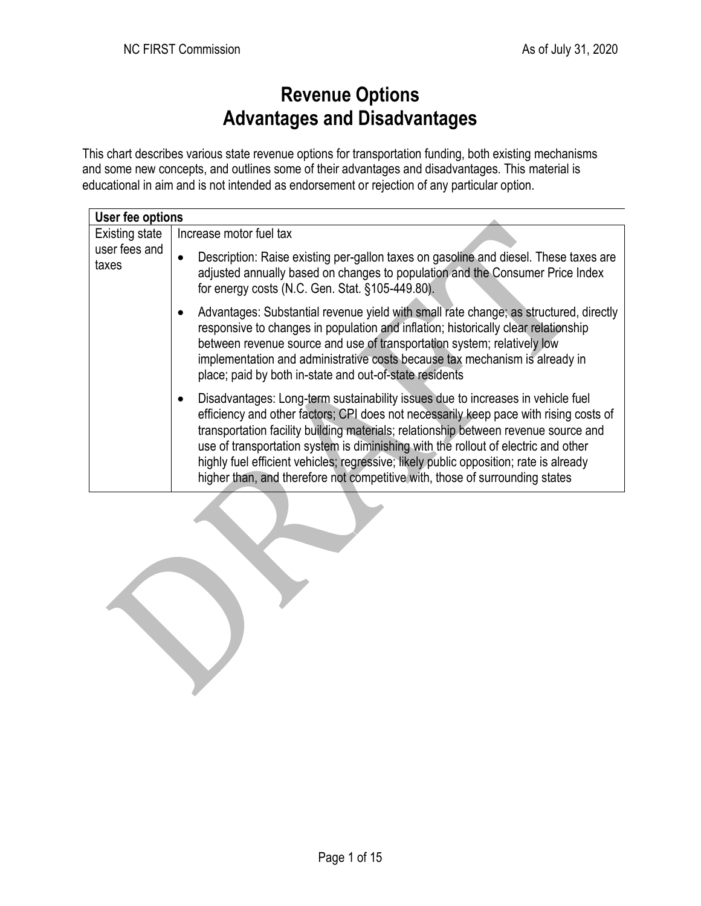# Revenue Options
# Advantages and Disadvantages

This chart describes various state revenue options for transportation funding, both existing mechanisms and some new concepts, and outlines some of their advantages and disadvantages. This material is educational in aim and is not intended as endorsement or rejection of any particular option.

| **User fee options** | |
|---|---|
| Existing state user fees and taxes | Increase motor fuel tax<br><br>• Description: Raise existing per-gallon taxes on gasoline and diesel. These taxes are adjusted annually based on changes to population and the Consumer Price Index for energy costs (N.C. Gen. Stat. §105-449.80).<br><br>• Advantages: Substantial revenue yield with small rate change; as structured, directly responsive to changes in population and inflation; historically clear relationship between revenue source and use of transportation system; relatively low implementation and administrative costs because tax mechanism is already in place; paid by both in-state and out-of-state residents<br><br>• Disadvantages: Long-term sustainability issues due to increases in vehicle fuel efficiency and other factors; CPI does not necessarily keep pace with rising costs of transportation facility building materials; relationship between revenue source and use of transportation system is diminishing with the rollout of electric and other highly fuel efficient vehicles; regressive; likely public opposition; rate is already higher than, and therefore not competitive with, those of surrounding states |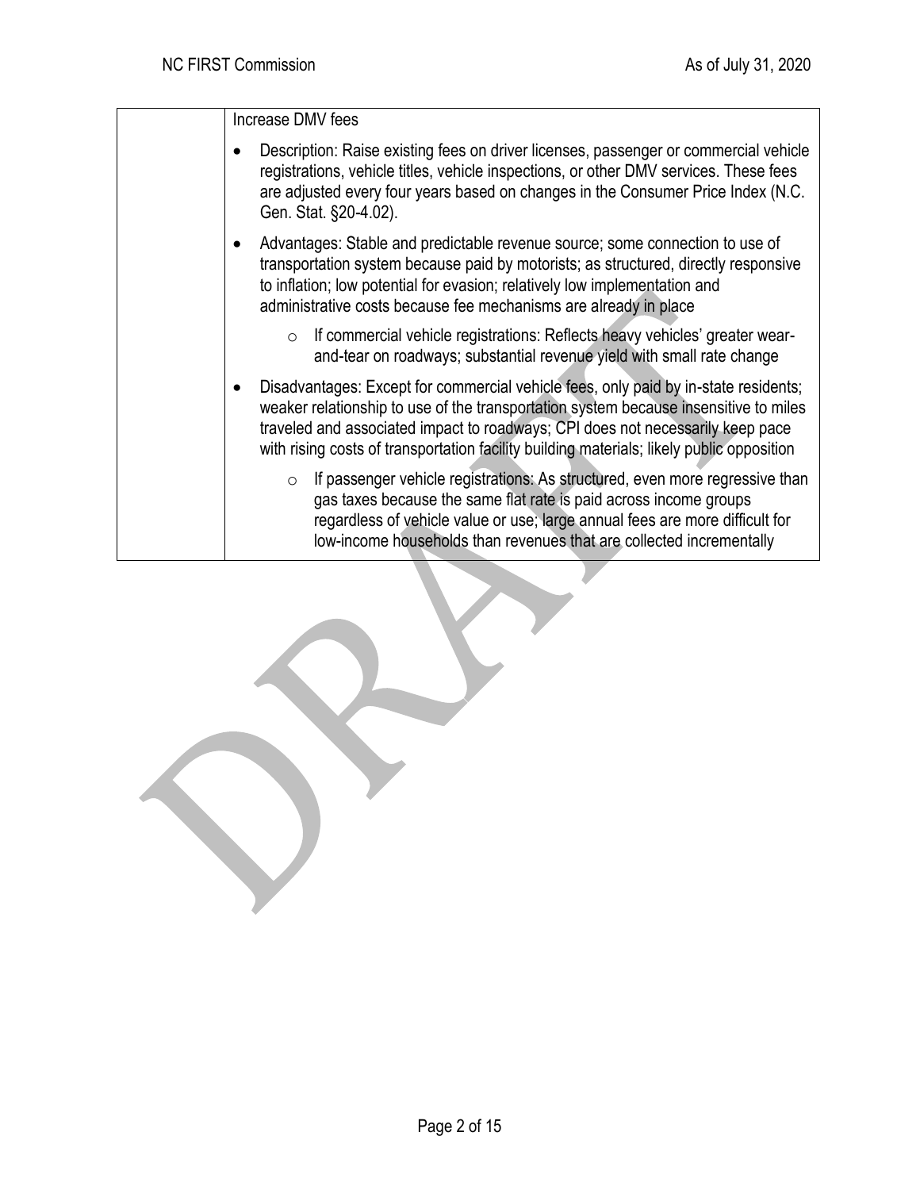| | Increase DMV fees<br><br>• Description: Raise existing fees on driver licenses, passenger or commercial vehicle registrations, vehicle titles, vehicle inspections, or other DMV services. These fees are adjusted every four years based on changes in the Consumer Price Index (N.C. Gen. Stat. §20-4.02).<br><br>• Advantages: Stable and predictable revenue source; some connection to use of transportation system because paid by motorists; as structured, directly responsive to inflation; low potential for evasion; relatively low implementation and administrative costs because fee mechanisms are already in place<br>&nbsp;&nbsp;&nbsp;&nbsp;○ If commercial vehicle registrations: Reflects heavy vehicles' greater wear-and-tear on roadways; substantial revenue yield with small rate change<br><br>• Disadvantages: Except for commercial vehicle fees, only paid by in-state residents; weaker relationship to use of the transportation system because insensitive to miles traveled and associated impact to roadways; CPI does not necessarily keep pace with rising costs of transportation facility building materials; likely public opposition<br>&nbsp;&nbsp;&nbsp;&nbsp;○ If passenger vehicle registrations: As structured, even more regressive than gas taxes because the same flat rate is paid across income groups regardless of vehicle value or use; large annual fees are more difficult for low-income households than revenues that are collected incrementally |
|---|---|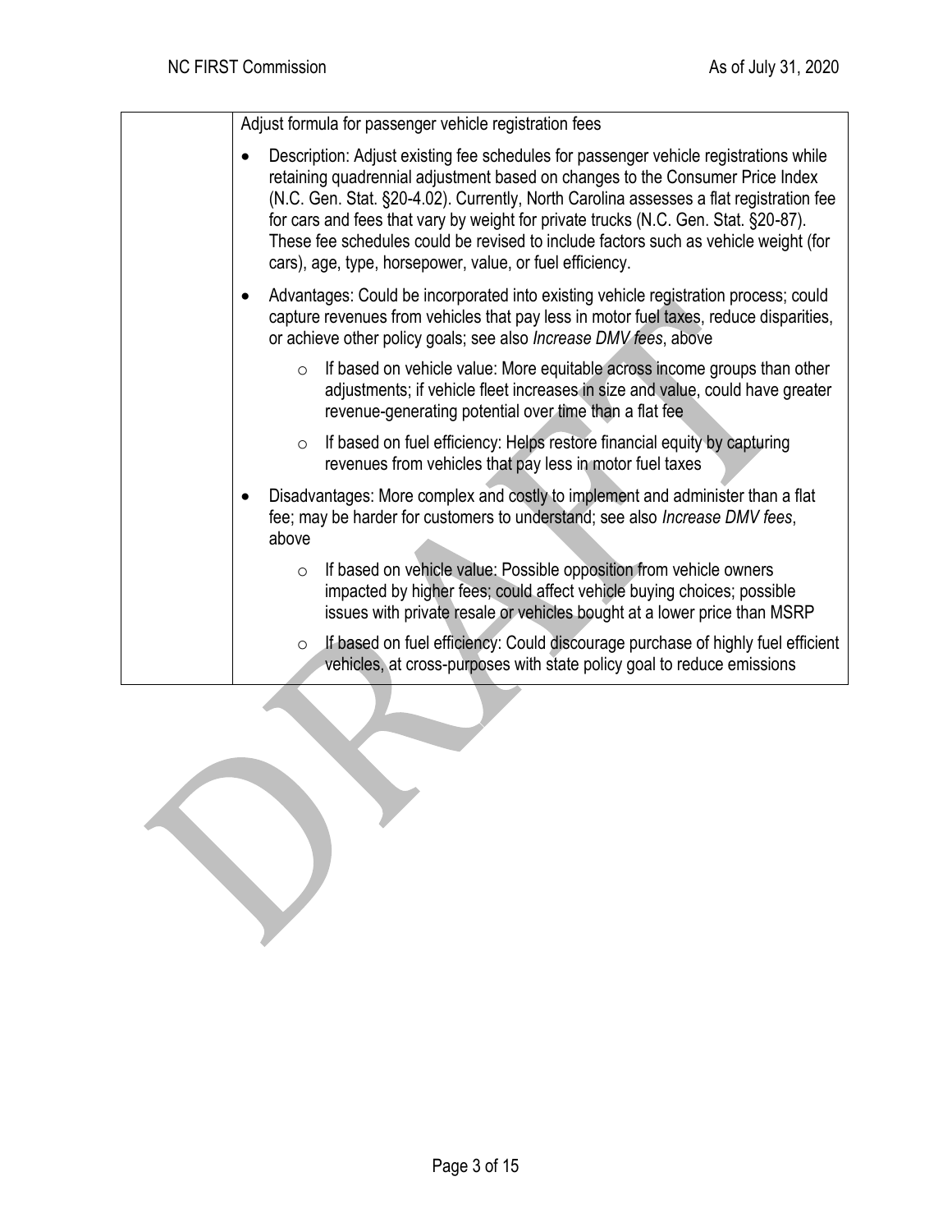| | Adjust formula for passenger vehicle registration fees<br><br>• Description: Adjust existing fee schedules for passenger vehicle registrations while retaining quadrennial adjustment based on changes to the Consumer Price Index (N.C. Gen. Stat. §20-4.02). Currently, North Carolina assesses a flat registration fee for cars and fees that vary by weight for private trucks (N.C. Gen. Stat. §20-87). These fee schedules could be revised to include factors such as vehicle weight (for cars), age, type, horsepower, value, or fuel efficiency.<br><br>• Advantages: Could be incorporated into existing vehicle registration process; could capture revenues from vehicles that pay less in motor fuel taxes, reduce disparities, or achieve other policy goals; see also *Increase DMV fees*, above<br><br>  ○ If based on vehicle value: More equitable across income groups than other adjustments; if vehicle fleet increases in size and value, could have greater revenue-generating potential over time than a flat fee<br><br>  ○ If based on fuel efficiency: Helps restore financial equity by capturing revenues from vehicles that pay less in motor fuel taxes<br><br>• Disadvantages: More complex and costly to implement and administer than a flat fee; may be harder for customers to understand; see also *Increase DMV fees*, above<br><br>  ○ If based on vehicle value: Possible opposition from vehicle owners impacted by higher fees; could affect vehicle buying choices; possible issues with private resale or vehicles bought at a lower price than MSRP<br><br>  ○ If based on fuel efficiency: Could discourage purchase of highly fuel efficient vehicles, at cross-purposes with state policy goal to reduce emissions |
|---|---|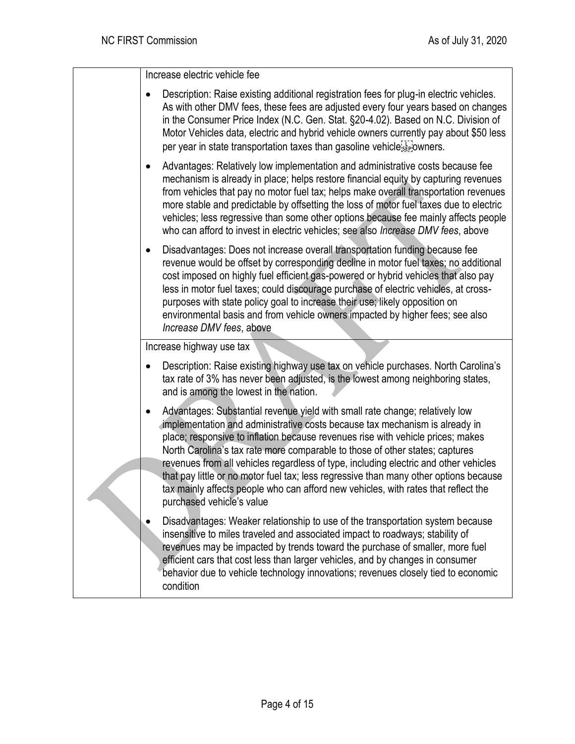| | |
|---|---|
| | Increase electric vehicle fee<br><br>• Description: Raise existing additional registration fees for plug-in electric vehicles. As with other DMV fees, these fees are adjusted every four years based on changes in the Consumer Price Index (N.C. Gen. Stat. §20-4.02). Based on N.C. Division of Motor Vehicles data, electric and hybrid vehicle owners currently pay about $50 less per year in state transportation taxes than gasoline vehicle owners.<br><br>• Advantages: Relatively low implementation and administrative costs because fee mechanism is already in place; helps restore financial equity by capturing revenues from vehicles that pay no motor fuel tax; helps make overall transportation revenues more stable and predictable by offsetting the loss of motor fuel taxes due to electric vehicles; less regressive than some other options because fee mainly affects people who can afford to invest in electric vehicles; see also *Increase DMV fees*, above<br><br>• Disadvantages: Does not increase overall transportation funding because fee revenue would be offset by corresponding decline in motor fuel taxes; no additional cost imposed on highly fuel efficient gas-powered or hybrid vehicles that also pay less in motor fuel taxes; could discourage purchase of electric vehicles, at cross-purposes with state policy goal to increase their use; likely opposition on environmental basis and from vehicle owners impacted by higher fees; see also *Increase DMV fees*, above |
| | Increase highway use tax<br><br>• Description: Raise existing highway use tax on vehicle purchases. North Carolina's tax rate of 3% has never been adjusted, is the lowest among neighboring states, and is among the lowest in the nation.<br><br>• Advantages: Substantial revenue yield with small rate change; relatively low implementation and administrative costs because tax mechanism is already in place; responsive to inflation because revenues rise with vehicle prices; makes North Carolina's tax rate more comparable to those of other states; captures revenues from all vehicles regardless of type, including electric and other vehicles that pay little or no motor fuel tax; less regressive than many other options because tax mainly affects people who can afford new vehicles, with rates that reflect the purchased vehicle's value<br><br>• Disadvantages: Weaker relationship to use of the transportation system because insensitive to miles traveled and associated impact to roadways; stability of revenues may be impacted by trends toward the purchase of smaller, more fuel efficient cars that cost less than larger vehicles, and by changes in consumer behavior due to vehicle technology innovations; revenues closely tied to economic condition |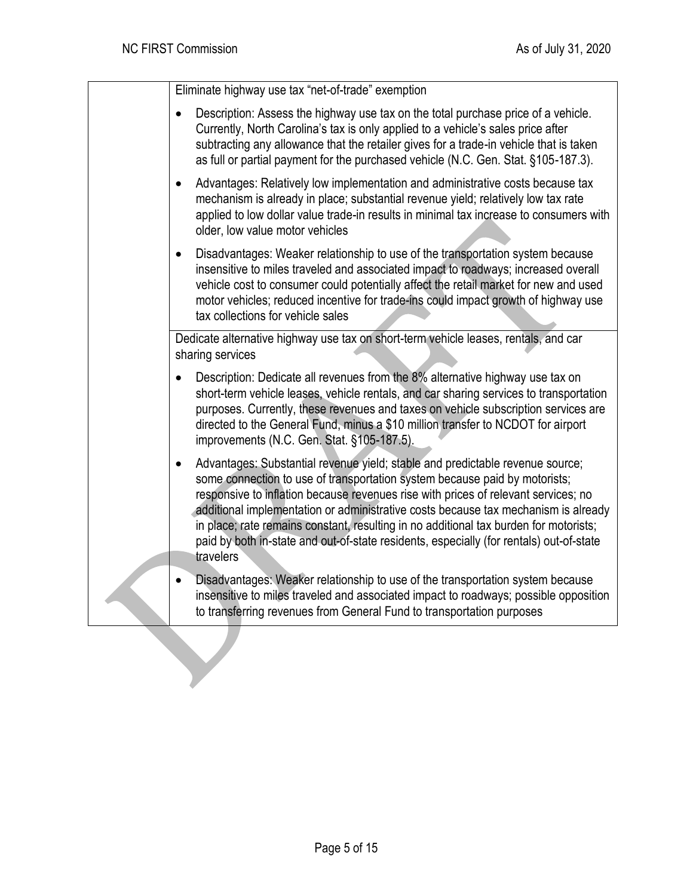| | |
|---|---|
| | Eliminate highway use tax "net-of-trade" exemption<br><br>• Description: Assess the highway use tax on the total purchase price of a vehicle. Currently, North Carolina's tax is only applied to a vehicle's sales price after subtracting any allowance that the retailer gives for a trade-in vehicle that is taken as full or partial payment for the purchased vehicle (N.C. Gen. Stat. §105-187.3).<br><br>• Advantages: Relatively low implementation and administrative costs because tax mechanism is already in place; substantial revenue yield; relatively low tax rate applied to low dollar value trade-in results in minimal tax increase to consumers with older, low value motor vehicles<br><br>• Disadvantages: Weaker relationship to use of the transportation system because insensitive to miles traveled and associated impact to roadways; increased overall vehicle cost to consumer could potentially affect the retail market for new and used motor vehicles; reduced incentive for trade-ins could impact growth of highway use tax collections for vehicle sales |
| | Dedicate alternative highway use tax on short-term vehicle leases, rentals, and car sharing services<br><br>• Description: Dedicate all revenues from the 8% alternative highway use tax on short-term vehicle leases, vehicle rentals, and car sharing services to transportation purposes. Currently, these revenues and taxes on vehicle subscription services are directed to the General Fund, minus a $10 million transfer to NCDOT for airport improvements (N.C. Gen. Stat. §105-187.5).<br><br>• Advantages: Substantial revenue yield; stable and predictable revenue source; some connection to use of transportation system because paid by motorists; responsive to inflation because revenues rise with prices of relevant services; no additional implementation or administrative costs because tax mechanism is already in place; rate remains constant, resulting in no additional tax burden for motorists; paid by both in-state and out-of-state residents, especially (for rentals) out-of-state travelers<br><br>• Disadvantages: Weaker relationship to use of the transportation system because insensitive to miles traveled and associated impact to roadways; possible opposition to transferring revenues from General Fund to transportation purposes |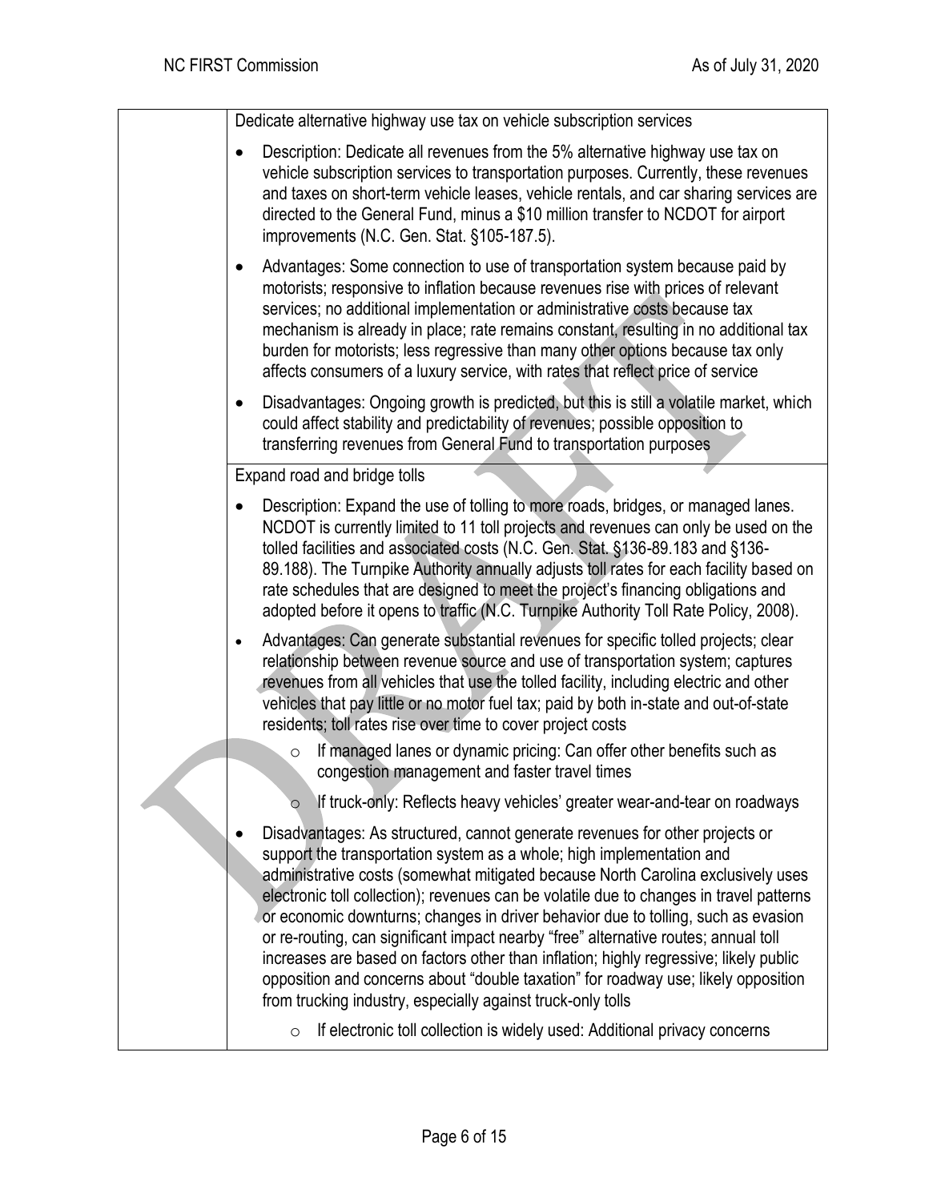| | |
|---|---|
| | Dedicate alternative highway use tax on vehicle subscription services<br><br>• Description: Dedicate all revenues from the 5% alternative highway use tax on vehicle subscription services to transportation purposes. Currently, these revenues and taxes on short-term vehicle leases, vehicle rentals, and car sharing services are directed to the General Fund, minus a $10 million transfer to NCDOT for airport improvements (N.C. Gen. Stat. §105-187.5).<br><br>• Advantages: Some connection to use of transportation system because paid by motorists; responsive to inflation because revenues rise with prices of relevant services; no additional implementation or administrative costs because tax mechanism is already in place; rate remains constant, resulting in no additional tax burden for motorists; less regressive than many other options because tax only affects consumers of a luxury service, with rates that reflect price of service<br><br>• Disadvantages: Ongoing growth is predicted, but this is still a volatile market, which could affect stability and predictability of revenues; possible opposition to transferring revenues from General Fund to transportation purposes |
| | Expand road and bridge tolls<br><br>• Description: Expand the use of tolling to more roads, bridges, or managed lanes. NCDOT is currently limited to 11 toll projects and revenues can only be used on the tolled facilities and associated costs (N.C. Gen. Stat. §136-89.183 and §136-89.188). The Turnpike Authority annually adjusts toll rates for each facility based on rate schedules that are designed to meet the project's financing obligations and adopted before it opens to traffic (N.C. Turnpike Authority Toll Rate Policy, 2008).<br><br>• Advantages: Can generate substantial revenues for specific tolled projects; clear relationship between revenue source and use of transportation system; captures revenues from all vehicles that use the tolled facility, including electric and other vehicles that pay little or no motor fuel tax; paid by both in-state and out-of-state residents; toll rates rise over time to cover project costs<br>  ○ If managed lanes or dynamic pricing: Can offer other benefits such as congestion management and faster travel times<br>  ○ If truck-only: Reflects heavy vehicles' greater wear-and-tear on roadways<br><br>• Disadvantages: As structured, cannot generate revenues for other projects or support the transportation system as a whole; high implementation and administrative costs (somewhat mitigated because North Carolina exclusively uses electronic toll collection); revenues can be volatile due to changes in travel patterns or economic downturns; changes in driver behavior due to tolling, such as evasion or re-routing, can significant impact nearby "free" alternative routes; annual toll increases are based on factors other than inflation; highly regressive; likely public opposition and concerns about "double taxation" for roadway use; likely opposition from trucking industry, especially against truck-only tolls<br>  ○ If electronic toll collection is widely used: Additional privacy concerns |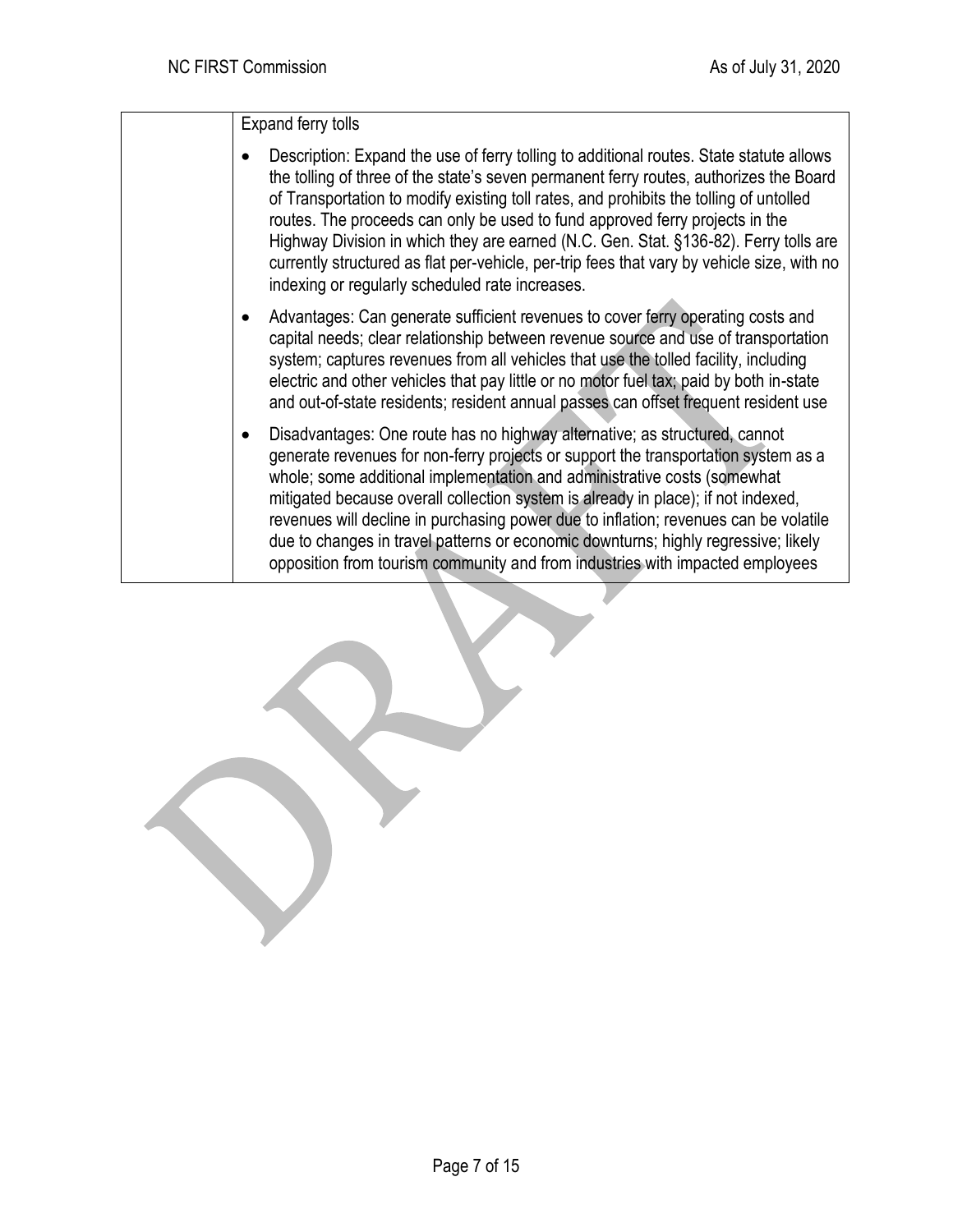| | Expand ferry tolls<br><br>• Description: Expand the use of ferry tolling to additional routes. State statute allows the tolling of three of the state's seven permanent ferry routes, authorizes the Board of Transportation to modify existing toll rates, and prohibits the tolling of untolled routes. The proceeds can only be used to fund approved ferry projects in the Highway Division in which they are earned (N.C. Gen. Stat. §136-82). Ferry tolls are currently structured as flat per-vehicle, per-trip fees that vary by vehicle size, with no indexing or regularly scheduled rate increases.<br><br>• Advantages: Can generate sufficient revenues to cover ferry operating costs and capital needs; clear relationship between revenue source and use of transportation system; captures revenues from all vehicles that use the tolled facility, including electric and other vehicles that pay little or no motor fuel tax; paid by both in-state and out-of-state residents; resident annual passes can offset frequent resident use<br><br>• Disadvantages: One route has no highway alternative; as structured, cannot generate revenues for non-ferry projects or support the transportation system as a whole; some additional implementation and administrative costs (somewhat mitigated because overall collection system is already in place); if not indexed, revenues will decline in purchasing power due to inflation; revenues can be volatile due to changes in travel patterns or economic downturns; highly regressive; likely opposition from tourism community and from industries with impacted employees |
|---|---|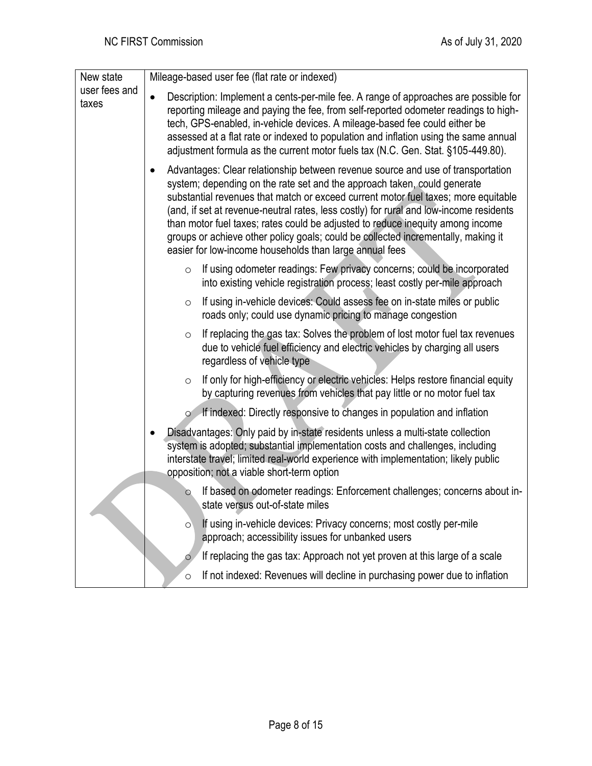| New state user fees and taxes | Mileage-based user fee (flat rate or indexed)<br><br>• Description: Implement a cents-per-mile fee. A range of approaches are possible for reporting mileage and paying the fee, from self-reported odometer readings to high-tech, GPS-enabled, in-vehicle devices. A mileage-based fee could either be assessed at a flat rate or indexed to population and inflation using the same annual adjustment formula as the current motor fuels tax (N.C. Gen. Stat. §105-449.80).<br><br>• Advantages: Clear relationship between revenue source and use of transportation system; depending on the rate set and the approach taken, could generate substantial revenues that match or exceed current motor fuel taxes; more equitable (and, if set at revenue-neutral rates, less costly) for rural and low-income residents than motor fuel taxes; rates could be adjusted to reduce inequity among income groups or achieve other policy goals; could be collected incrementally, making it easier for low-income households than large annual fees<br>  ○ If using odometer readings: Few privacy concerns; could be incorporated into existing vehicle registration process; least costly per-mile approach<br>  ○ If using in-vehicle devices: Could assess fee on in-state miles or public roads only; could use dynamic pricing to manage congestion<br>  ○ If replacing the gas tax: Solves the problem of lost motor fuel tax revenues due to vehicle fuel efficiency and electric vehicles by charging all users regardless of vehicle type<br>  ○ If only for high-efficiency or electric vehicles: Helps restore financial equity by capturing revenues from vehicles that pay little or no motor fuel tax<br>  ○ If indexed: Directly responsive to changes in population and inflation<br><br>• Disadvantages: Only paid by in-state residents unless a multi-state collection system is adopted; substantial implementation costs and challenges, including interstate travel; limited real-world experience with implementation; likely public opposition; not a viable short-term option<br>  ○ If based on odometer readings: Enforcement challenges; concerns about in-state versus out-of-state miles<br>  ○ If using in-vehicle devices: Privacy concerns; most costly per-mile approach; accessibility issues for unbanked users<br>  ○ If replacing the gas tax: Approach not yet proven at this large of a scale<br>  ○ If not indexed: Revenues will decline in purchasing power due to inflation |
|---|---|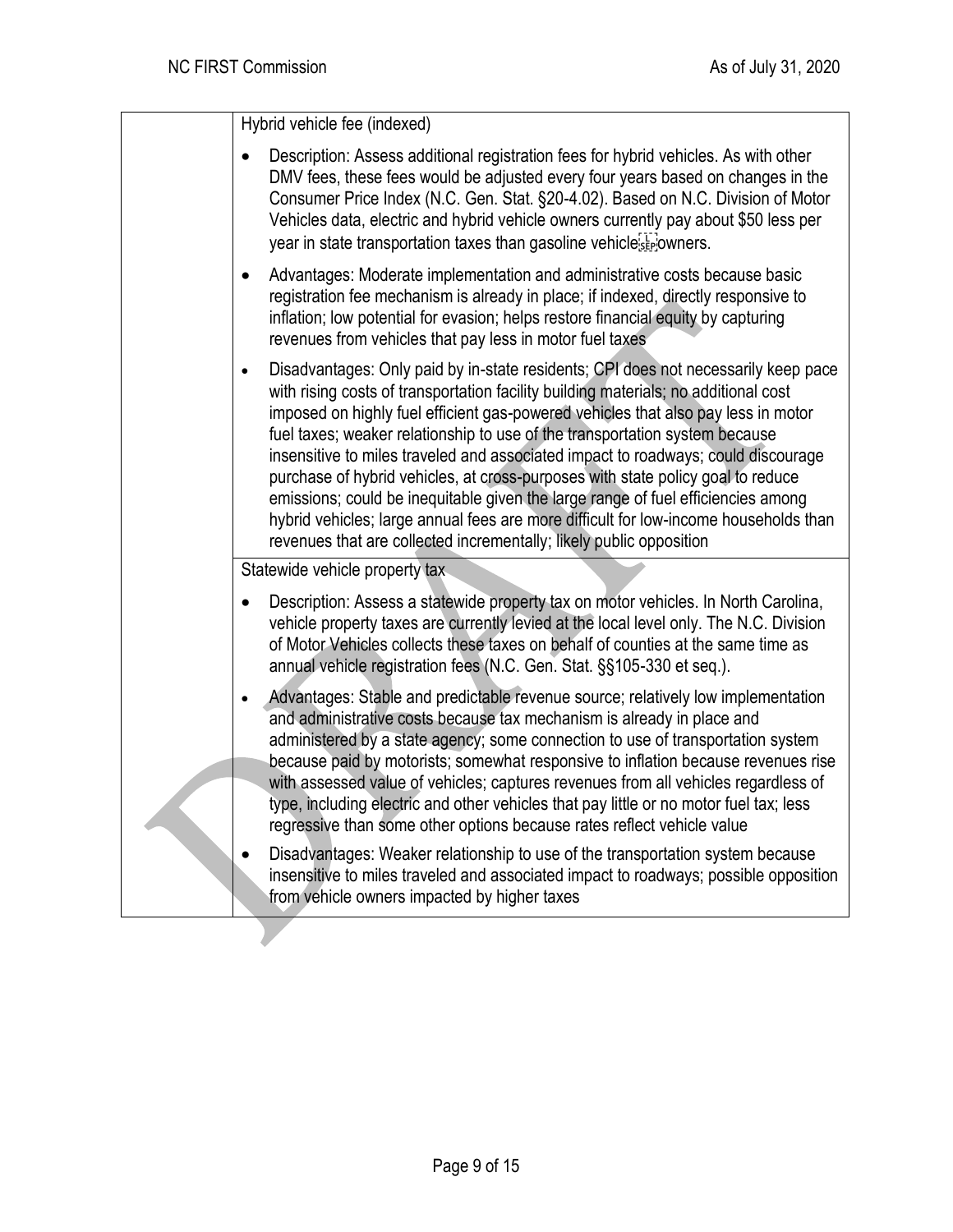| | Hybrid vehicle fee (indexed)<br><br>• Description: Assess additional registration fees for hybrid vehicles. As with other DMV fees, these fees would be adjusted every four years based on changes in the Consumer Price Index (N.C. Gen. Stat. §20-4.02). Based on N.C. Division of Motor Vehicles data, electric and hybrid vehicle owners currently pay about $50 less per year in state transportation taxes than gasoline vehicle owners.<br><br>• Advantages: Moderate implementation and administrative costs because basic registration fee mechanism is already in place; if indexed, directly responsive to inflation; low potential for evasion; helps restore financial equity by capturing revenues from vehicles that pay less in motor fuel taxes<br><br>• Disadvantages: Only paid by in-state residents; CPI does not necessarily keep pace with rising costs of transportation facility building materials; no additional cost imposed on highly fuel efficient gas-powered vehicles that also pay less in motor fuel taxes; weaker relationship to use of the transportation system because insensitive to miles traveled and associated impact to roadways; could discourage purchase of hybrid vehicles, at cross-purposes with state policy goal to reduce emissions; could be inequitable given the large range of fuel efficiencies among hybrid vehicles; large annual fees are more difficult for low-income households than revenues that are collected incrementally; likely public opposition |
|---|---|
| | Statewide vehicle property tax<br><br>• Description: Assess a statewide property tax on motor vehicles. In North Carolina, vehicle property taxes are currently levied at the local level only. The N.C. Division of Motor Vehicles collects these taxes on behalf of counties at the same time as annual vehicle registration fees (N.C. Gen. Stat. §§105-330 et seq.).<br><br>• Advantages: Stable and predictable revenue source; relatively low implementation and administrative costs because tax mechanism is already in place and administered by a state agency; some connection to use of transportation system because paid by motorists; somewhat responsive to inflation because revenues rise with assessed value of vehicles; captures revenues from all vehicles regardless of type, including electric and other vehicles that pay little or no motor fuel tax; less regressive than some other options because rates reflect vehicle value<br><br>• Disadvantages: Weaker relationship to use of the transportation system because insensitive to miles traveled and associated impact to roadways; possible opposition from vehicle owners impacted by higher taxes |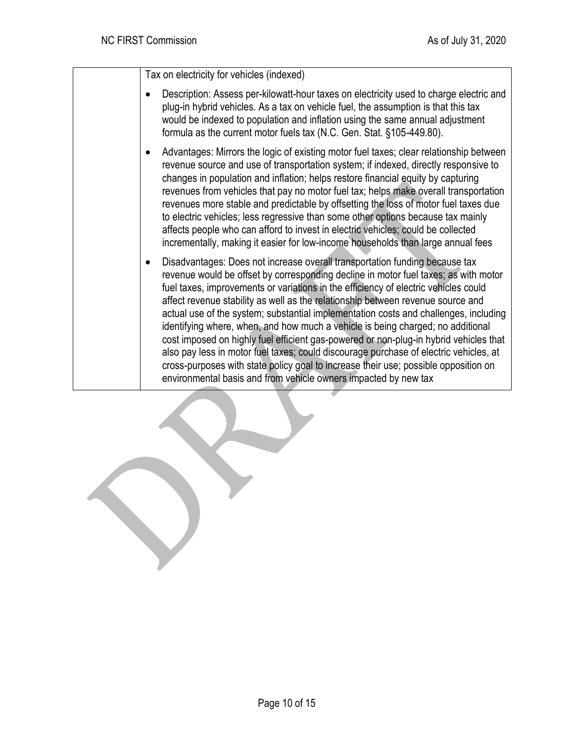| | Tax on electricity for vehicles (indexed)<br><br>• Description: Assess per-kilowatt-hour taxes on electricity used to charge electric and plug-in hybrid vehicles. As a tax on vehicle fuel, the assumption is that this tax would be indexed to population and inflation using the same annual adjustment formula as the current motor fuels tax (N.C. Gen. Stat. §105-449.80).<br><br>• Advantages: Mirrors the logic of existing motor fuel taxes; clear relationship between revenue source and use of transportation system; if indexed, directly responsive to changes in population and inflation; helps restore financial equity by capturing revenues from vehicles that pay no motor fuel tax; helps make overall transportation revenues more stable and predictable by offsetting the loss of motor fuel taxes due to electric vehicles; less regressive than some other options because tax mainly affects people who can afford to invest in electric vehicles; could be collected incrementally, making it easier for low-income households than large annual fees<br><br>• Disadvantages: Does not increase overall transportation funding because tax revenue would be offset by corresponding decline in motor fuel taxes; as with motor fuel taxes, improvements or variations in the efficiency of electric vehicles could affect revenue stability as well as the relationship between revenue source and actual use of the system; substantial implementation costs and challenges, including identifying where, when, and how much a vehicle is being charged; no additional cost imposed on highly fuel efficient gas-powered or non-plug-in hybrid vehicles that also pay less in motor fuel taxes; could discourage purchase of electric vehicles, at cross-purposes with state policy goal to increase their use; possible opposition on environmental basis and from vehicle owners impacted by new tax |
|---|---|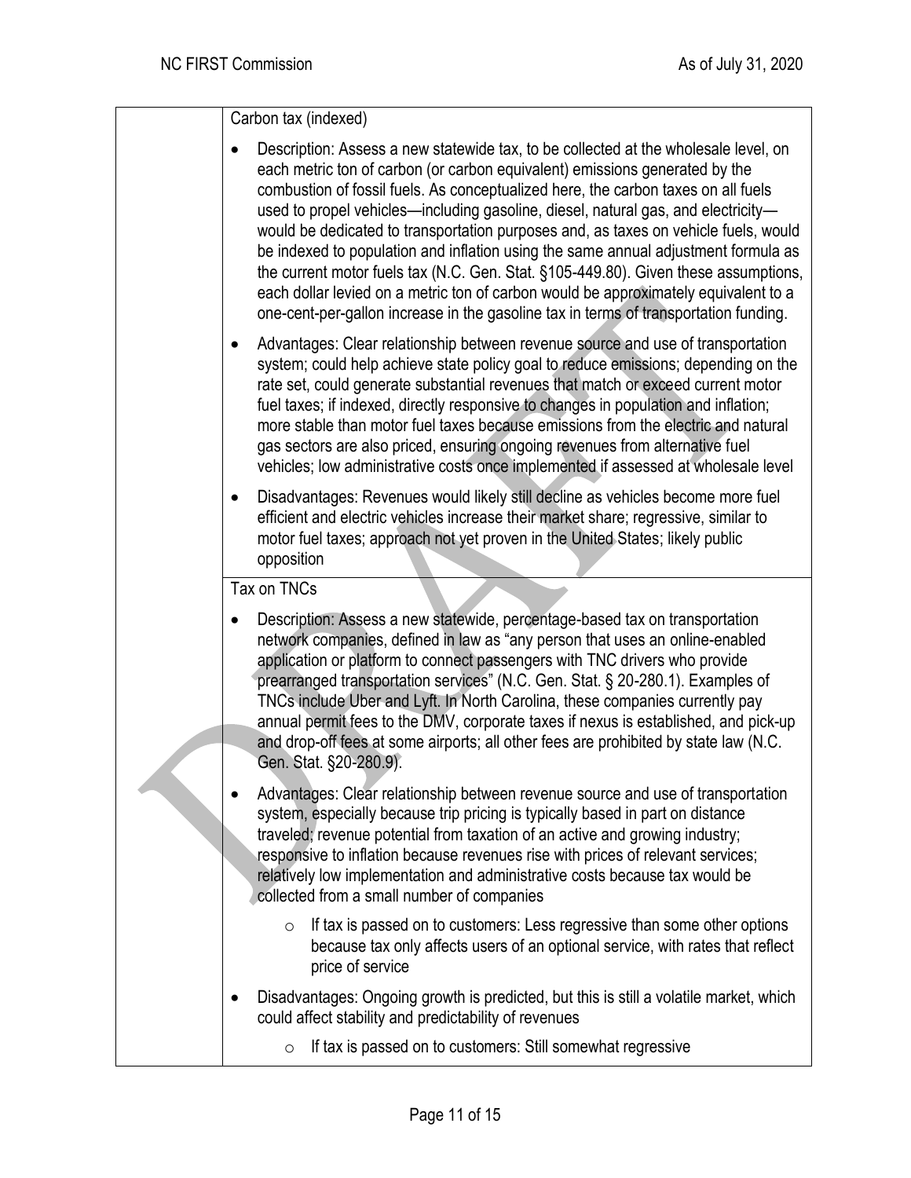| | Carbon tax (indexed)<br><br>• Description: Assess a new statewide tax, to be collected at the wholesale level, on each metric ton of carbon (or carbon equivalent) emissions generated by the combustion of fossil fuels. As conceptualized here, the carbon taxes on all fuels used to propel vehicles—including gasoline, diesel, natural gas, and electricity—would be dedicated to transportation purposes and, as taxes on vehicle fuels, would be indexed to population and inflation using the same annual adjustment formula as the current motor fuels tax (N.C. Gen. Stat. §105-449.80). Given these assumptions, each dollar levied on a metric ton of carbon would be approximately equivalent to a one-cent-per-gallon increase in the gasoline tax in terms of transportation funding.<br><br>• Advantages: Clear relationship between revenue source and use of transportation system; could help achieve state policy goal to reduce emissions; depending on the rate set, could generate substantial revenues that match or exceed current motor fuel taxes; if indexed, directly responsive to changes in population and inflation; more stable than motor fuel taxes because emissions from the electric and natural gas sectors are also priced, ensuring ongoing revenues from alternative fuel vehicles; low administrative costs once implemented if assessed at wholesale level<br><br>• Disadvantages: Revenues would likely still decline as vehicles become more fuel efficient and electric vehicles increase their market share; regressive, similar to motor fuel taxes; approach not yet proven in the United States; likely public opposition |
|---|---|
| | Tax on TNCs<br><br>• Description: Assess a new statewide, percentage-based tax on transportation network companies, defined in law as "any person that uses an online-enabled application or platform to connect passengers with TNC drivers who provide prearranged transportation services" (N.C. Gen. Stat. § 20-280.1). Examples of TNCs include Uber and Lyft. In North Carolina, these companies currently pay annual permit fees to the DMV, corporate taxes if nexus is established, and pick-up and drop-off fees at some airports; all other fees are prohibited by state law (N.C. Gen. Stat. §20-280.9).<br><br>• Advantages: Clear relationship between revenue source and use of transportation system, especially because trip pricing is typically based in part on distance traveled; revenue potential from taxation of an active and growing industry; responsive to inflation because revenues rise with prices of relevant services; relatively low implementation and administrative costs because tax would be collected from a small number of companies<br>&nbsp;&nbsp;&nbsp;&nbsp;○ If tax is passed on to customers: Less regressive than some other options because tax only affects users of an optional service, with rates that reflect price of service<br><br>• Disadvantages: Ongoing growth is predicted, but this is still a volatile market, which could affect stability and predictability of revenues<br>&nbsp;&nbsp;&nbsp;&nbsp;○ If tax is passed on to customers: Still somewhat regressive |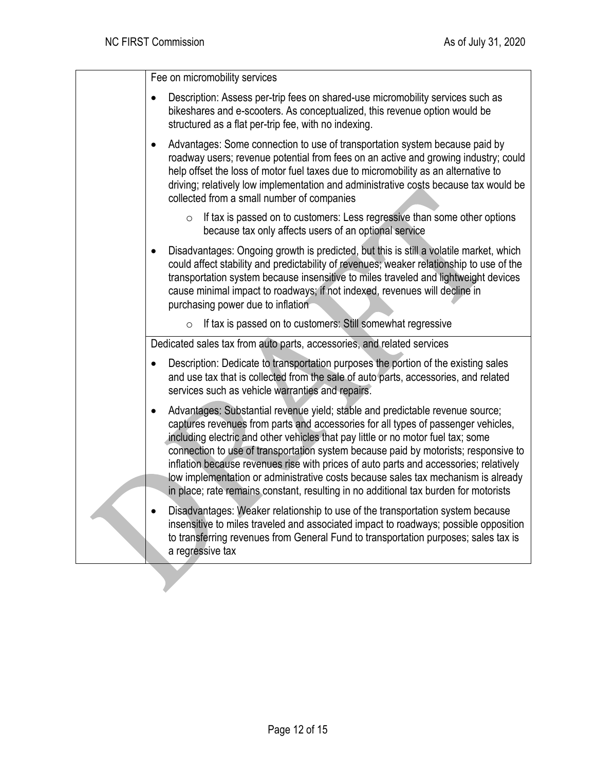| | |
|---|---|
| | Fee on micromobility services<br><br>• Description: Assess per-trip fees on shared-use micromobility services such as bikeshares and e-scooters. As conceptualized, this revenue option would be structured as a flat per-trip fee, with no indexing.<br><br>• Advantages: Some connection to use of transportation system because paid by roadway users; revenue potential from fees on an active and growing industry; could help offset the loss of motor fuel taxes due to micromobility as an alternative to driving; relatively low implementation and administrative costs because tax would be collected from a small number of companies<br>&nbsp;&nbsp;&nbsp;&nbsp;○ If tax is passed on to customers: Less regressive than some other options because tax only affects users of an optional service<br><br>• Disadvantages: Ongoing growth is predicted, but this is still a volatile market, which could affect stability and predictability of revenues; weaker relationship to use of the transportation system because insensitive to miles traveled and lightweight devices cause minimal impact to roadways; if not indexed, revenues will decline in purchasing power due to inflation<br>&nbsp;&nbsp;&nbsp;&nbsp;○ If tax is passed on to customers: Still somewhat regressive |
| | Dedicated sales tax from auto parts, accessories, and related services<br><br>• Description: Dedicate to transportation purposes the portion of the existing sales and use tax that is collected from the sale of auto parts, accessories, and related services such as vehicle warranties and repairs.<br><br>• Advantages: Substantial revenue yield; stable and predictable revenue source; captures revenues from parts and accessories for all types of passenger vehicles, including electric and other vehicles that pay little or no motor fuel tax; some connection to use of transportation system because paid by motorists; responsive to inflation because revenues rise with prices of auto parts and accessories; relatively low implementation or administrative costs because sales tax mechanism is already in place; rate remains constant, resulting in no additional tax burden for motorists<br><br>• Disadvantages: Weaker relationship to use of the transportation system because insensitive to miles traveled and associated impact to roadways; possible opposition to transferring revenues from General Fund to transportation purposes; sales tax is a regressive tax |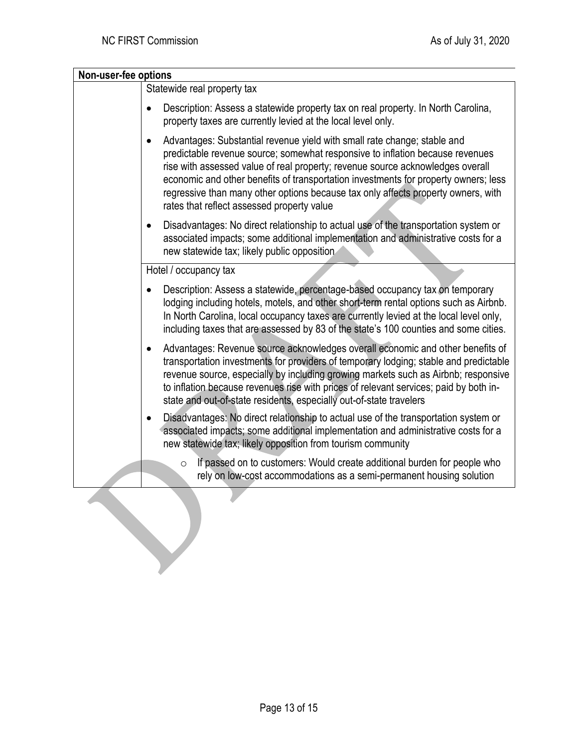| Non-user-fee options | |
|---|---|
| | Statewide real property tax<br>• Description: Assess a statewide property tax on real property. In North Carolina, property taxes are currently levied at the local level only.<br>• Advantages: Substantial revenue yield with small rate change; stable and predictable revenue source; somewhat responsive to inflation because revenues rise with assessed value of real property; revenue source acknowledges overall economic and other benefits of transportation investments for property owners; less regressive than many other options because tax only affects property owners, with rates that reflect assessed property value<br>• Disadvantages: No direct relationship to actual use of the transportation system or associated impacts; some additional implementation and administrative costs for a new statewide tax; likely public opposition |
| | Hotel / occupancy tax<br>• Description: Assess a statewide, percentage-based occupancy tax on temporary lodging including hotels, motels, and other short-term rental options such as Airbnb. In North Carolina, local occupancy taxes are currently levied at the local level only, including taxes that are assessed by 83 of the state's 100 counties and some cities.<br>• Advantages: Revenue source acknowledges overall economic and other benefits of transportation investments for providers of temporary lodging; stable and predictable revenue source, especially by including growing markets such as Airbnb; responsive to inflation because revenues rise with prices of relevant services; paid by both in-state and out-of-state residents, especially out-of-state travelers<br>• Disadvantages: No direct relationship to actual use of the transportation system or associated impacts; some additional implementation and administrative costs for a new statewide tax; likely opposition from tourism community<br>&nbsp;&nbsp;&nbsp;&nbsp;○ If passed on to customers: Would create additional burden for people who rely on low-cost accommodations as a semi-permanent housing solution |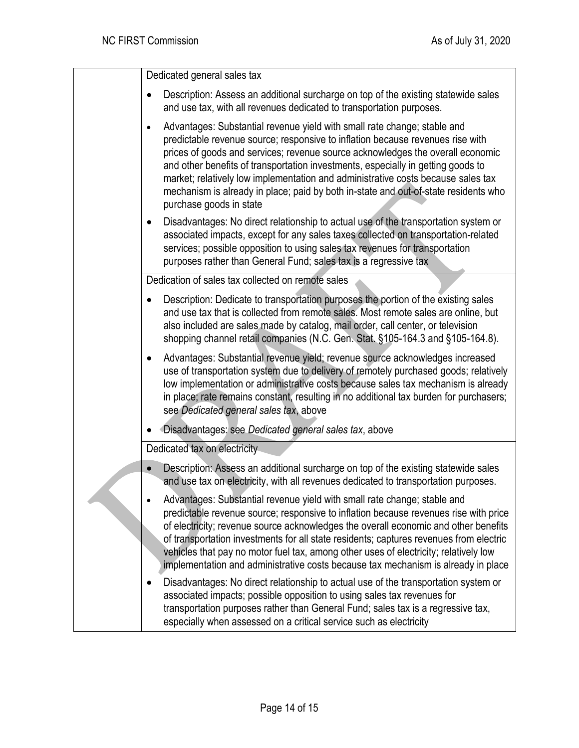| | |
|---|---|
| | Dedicated general sales tax<br><br>• Description: Assess an additional surcharge on top of the existing statewide sales and use tax, with all revenues dedicated to transportation purposes.<br><br>• Advantages: Substantial revenue yield with small rate change; stable and predictable revenue source; responsive to inflation because revenues rise with prices of goods and services; revenue source acknowledges the overall economic and other benefits of transportation investments, especially in getting goods to market; relatively low implementation and administrative costs because sales tax mechanism is already in place; paid by both in-state and out-of-state residents who purchase goods in state<br><br>• Disadvantages: No direct relationship to actual use of the transportation system or associated impacts, except for any sales taxes collected on transportation-related services; possible opposition to using sales tax revenues for transportation purposes rather than General Fund; sales tax is a regressive tax |
| | Dedication of sales tax collected on remote sales<br><br>• Description: Dedicate to transportation purposes the portion of the existing sales and use tax that is collected from remote sales. Most remote sales are online, but also included are sales made by catalog, mail order, call center, or television shopping channel retail companies (N.C. Gen. Stat. §105-164.3 and §105-164.8).<br><br>• Advantages: Substantial revenue yield; revenue source acknowledges increased use of transportation system due to delivery of remotely purchased goods; relatively low implementation or administrative costs because sales tax mechanism is already in place; rate remains constant, resulting in no additional tax burden for purchasers; see *Dedicated general sales tax*, above<br><br>• Disadvantages: see *Dedicated general sales tax*, above |
| | Dedicated tax on electricity<br><br>• Description: Assess an additional surcharge on top of the existing statewide sales and use tax on electricity, with all revenues dedicated to transportation purposes.<br><br>• Advantages: Substantial revenue yield with small rate change; stable and predictable revenue source; responsive to inflation because revenues rise with price of electricity; revenue source acknowledges the overall economic and other benefits of transportation investments for all state residents; captures revenues from electric vehicles that pay no motor fuel tax, among other uses of electricity; relatively low implementation and administrative costs because tax mechanism is already in place<br><br>• Disadvantages: No direct relationship to actual use of the transportation system or associated impacts; possible opposition to using sales tax revenues for transportation purposes rather than General Fund; sales tax is a regressive tax, especially when assessed on a critical service such as electricity |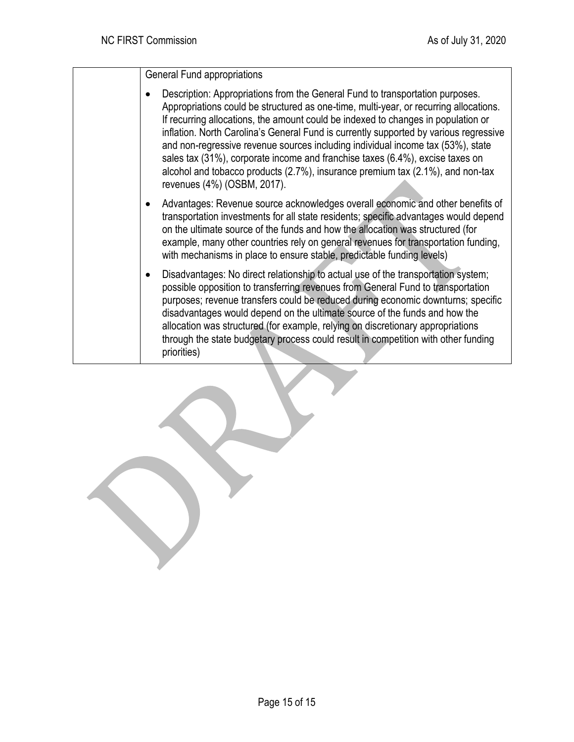| | |
|---|---|
| | General Fund appropriations<br><ul><li>Description: Appropriations from the General Fund to transportation purposes. Appropriations could be structured as one-time, multi-year, or recurring allocations. If recurring allocations, the amount could be indexed to changes in population or inflation. North Carolina's General Fund is currently supported by various regressive and non-regressive revenue sources including individual income tax (53%), state sales tax (31%), corporate income and franchise taxes (6.4%), excise taxes on alcohol and tobacco products (2.7%), insurance premium tax (2.1%), and non-tax revenues (4%) (OSBM, 2017).</li><li>Advantages: Revenue source acknowledges overall economic and other benefits of transportation investments for all state residents; specific advantages would depend on the ultimate source of the funds and how the allocation was structured (for example, many other countries rely on general revenues for transportation funding, with mechanisms in place to ensure stable, predictable funding levels)</li><li>Disadvantages: No direct relationship to actual use of the transportation system; possible opposition to transferring revenues from General Fund to transportation purposes; revenue transfers could be reduced during economic downturns; specific disadvantages would depend on the ultimate source of the funds and how the allocation was structured (for example, relying on discretionary appropriations through the state budgetary process could result in competition with other funding priorities)</li></ul> |